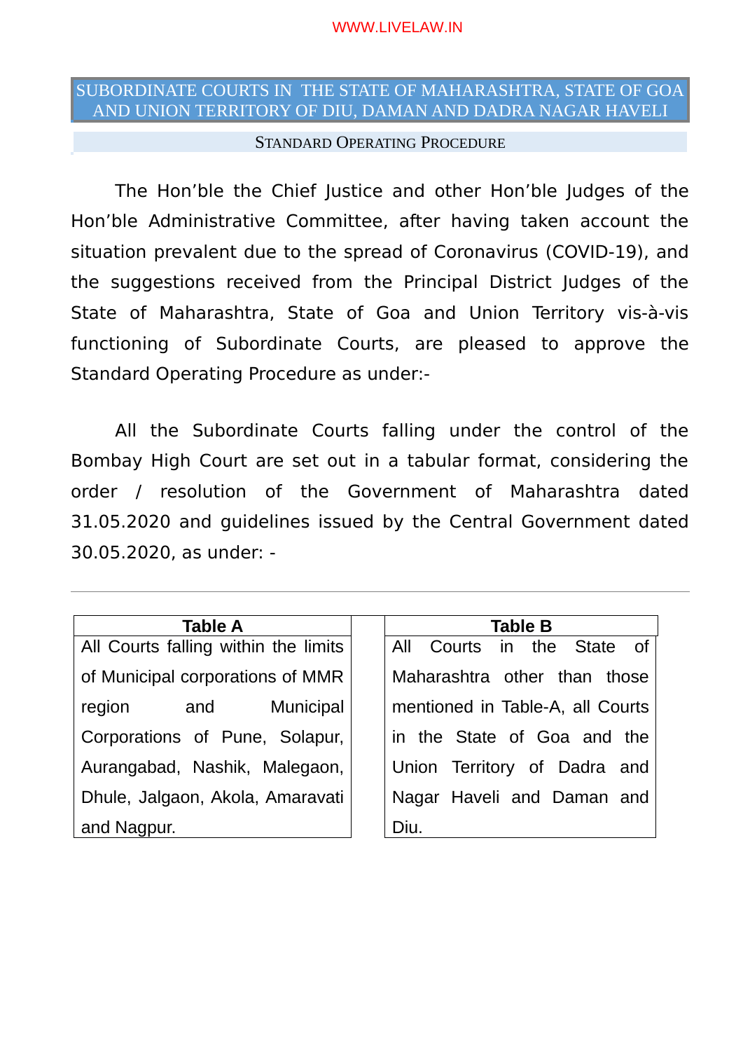# SUBORDINATE COURTS IN THE STATE OF MAHARASHTRA, STATE OF GOA AND UNION TERRITORY OF DIU, DAMAN AND DADRA NAGAR HAVELI

## STANDARD OPERATING PROCEDURE

The Hon'ble the Chief Justice and other Hon'ble Judges of the Hon'ble Administrative Committee, after having taken account the situation prevalent due to the spread of Coronavirus (COVID-19), and the suggestions received from the Principal District Judges of the State of Maharashtra, State of Goa and Union Territory vis-à-vis functioning of Subordinate Courts, are pleased to approve the Standard Operating Procedure as under:-

All the Subordinate Courts falling under the control of the Bombay High Court are set out in a tabular format, considering the order / resolution of the Government of Maharashtra dated 31.05.2020 and guidelines issued by the Central Government dated 30.05.2020, as under: -

---

| Table A |
|---|
| All Courts falling within the limits of Municipal corporations of MMR region and Municipal Corporations of Pune, Solapur, Aurangabad, Nashik, Malegaon, Dhule, Jalgaon, Akola, Amaravati and Nagpur. |

| Table B |
|---|
| All Courts in the State of Maharashtra other than those mentioned in Table-A, all Courts in the State of Goa and the Union Territory of Dadra and Nagar Haveli and Daman and Diu. |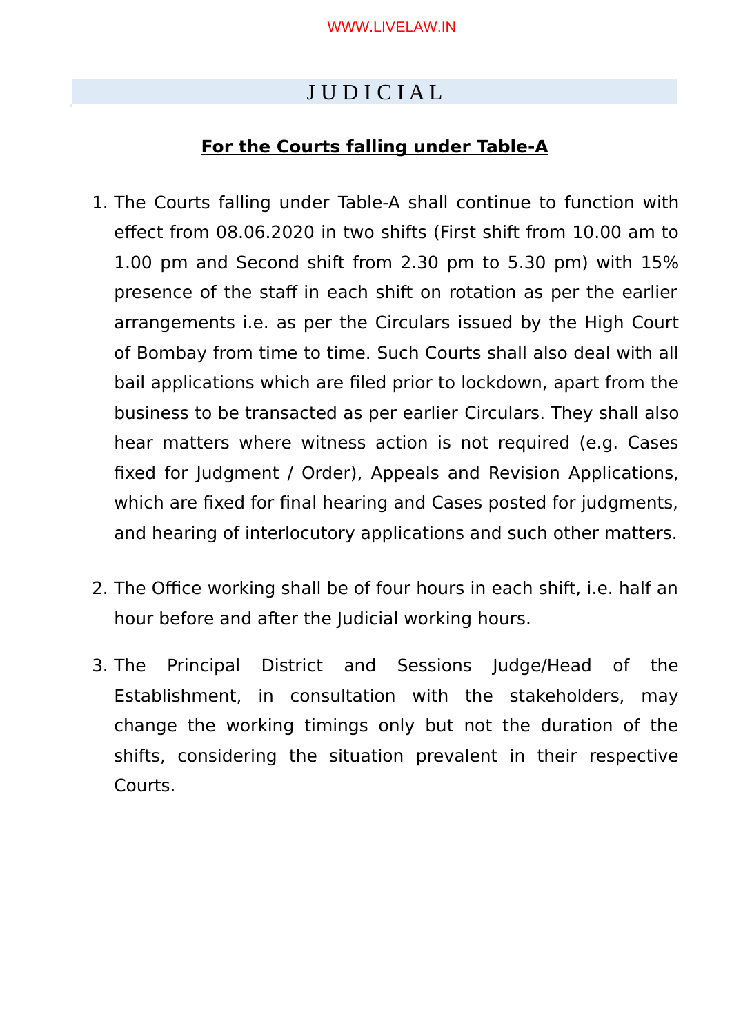# J U D I C I A L

## For the Courts falling under Table-A

1. The Courts falling under Table-A shall continue to function with effect from 08.06.2020 in two shifts (First shift from 10.00 am to 1.00 pm and Second shift from 2.30 pm to 5.30 pm) with 15% presence of the staff in each shift on rotation as per the earlier arrangements i.e. as per the Circulars issued by the High Court of Bombay from time to time. Such Courts shall also deal with all bail applications which are filed prior to lockdown, apart from the business to be transacted as per earlier Circulars. They shall also hear matters where witness action is not required (e.g. Cases fixed for Judgment / Order), Appeals and Revision Applications, which are fixed for final hearing and Cases posted for judgments, and hearing of interlocutory applications and such other matters.

2. The Office working shall be of four hours in each shift, i.e. half an hour before and after the Judicial working hours.

3. The Principal District and Sessions Judge/Head of the Establishment, in consultation with the stakeholders, may change the working timings only but not the duration of the shifts, considering the situation prevalent in their respective Courts.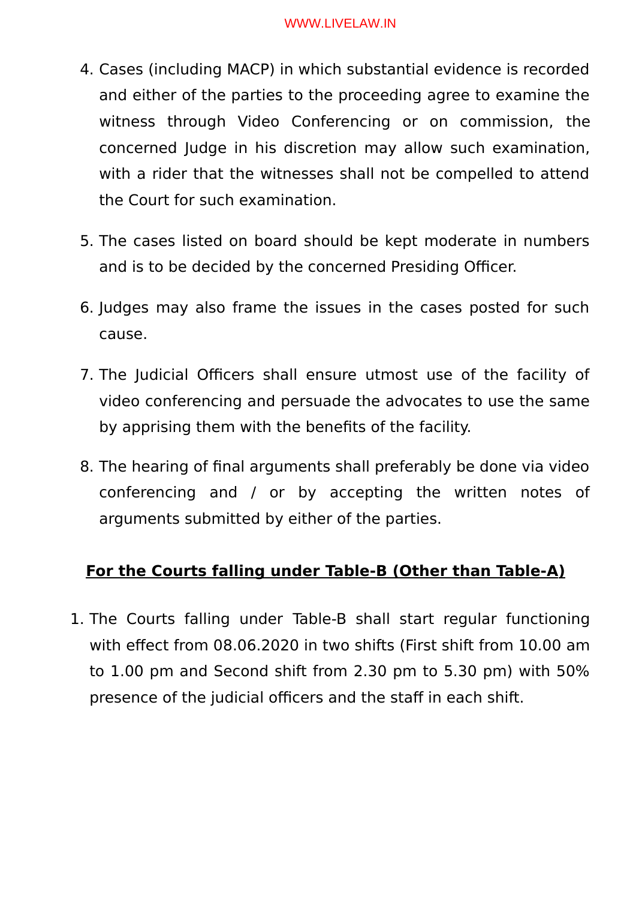4. Cases (including MACP) in which substantial evidence is recorded and either of the parties to the proceeding agree to examine the witness through Video Conferencing or on commission, the concerned Judge in his discretion may allow such examination, with a rider that the witnesses shall not be compelled to attend the Court for such examination.

5. The cases listed on board should be kept moderate in numbers and is to be decided by the concerned Presiding Officer.

6. Judges may also frame the issues in the cases posted for such cause.

7. The Judicial Officers shall ensure utmost use of the facility of video conferencing and persuade the advocates to use the same by apprising them with the benefits of the facility.

8. The hearing of final arguments shall preferably be done via video conferencing and / or by accepting the written notes of arguments submitted by either of the parties.

**<u>For the Courts falling under Table-B (Other than Table-A)</u>**

1. The Courts falling under Table-B shall start regular functioning with effect from 08.06.2020 in two shifts (First shift from 10.00 am to 1.00 pm and Second shift from 2.30 pm to 5.30 pm) with 50% presence of the judicial officers and the staff in each shift.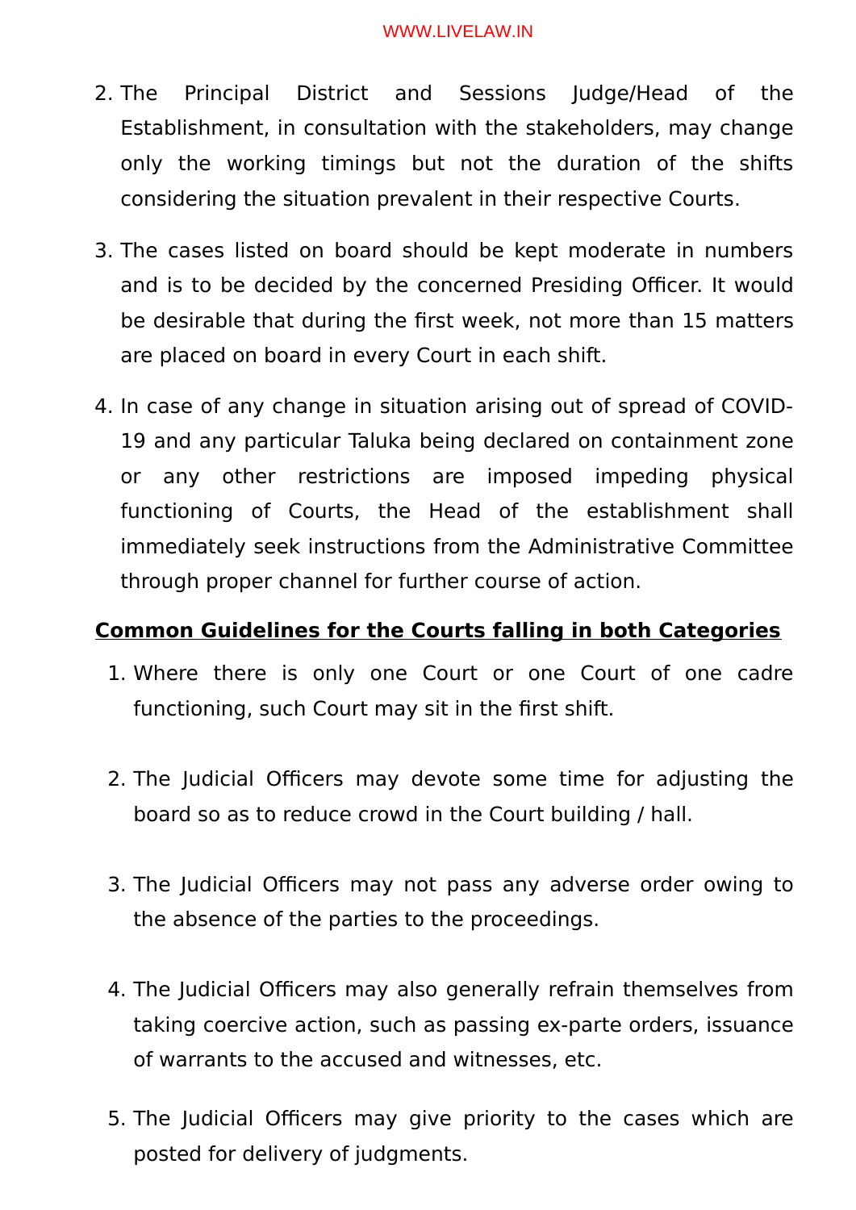2. The Principal District and Sessions Judge/Head of the Establishment, in consultation with the stakeholders, may change only the working timings but not the duration of the shifts considering the situation prevalent in their respective Courts.

3. The cases listed on board should be kept moderate in numbers and is to be decided by the concerned Presiding Officer. It would be desirable that during the first week, not more than 15 matters are placed on board in every Court in each shift.

4. In case of any change in situation arising out of spread of COVID-19 and any particular Taluka being declared on containment zone or any other restrictions are imposed impeding physical functioning of Courts, the Head of the establishment shall immediately seek instructions from the Administrative Committee through proper channel for further course of action.

**Common Guidelines for the Courts falling in both Categories**

1. Where there is only one Court or one Court of one cadre functioning, such Court may sit in the first shift.

2. The Judicial Officers may devote some time for adjusting the board so as to reduce crowd in the Court building / hall.

3. The Judicial Officers may not pass any adverse order owing to the absence of the parties to the proceedings.

4. The Judicial Officers may also generally refrain themselves from taking coercive action, such as passing ex-parte orders, issuance of warrants to the accused and witnesses, etc.

5. The Judicial Officers may give priority to the cases which are posted for delivery of judgments.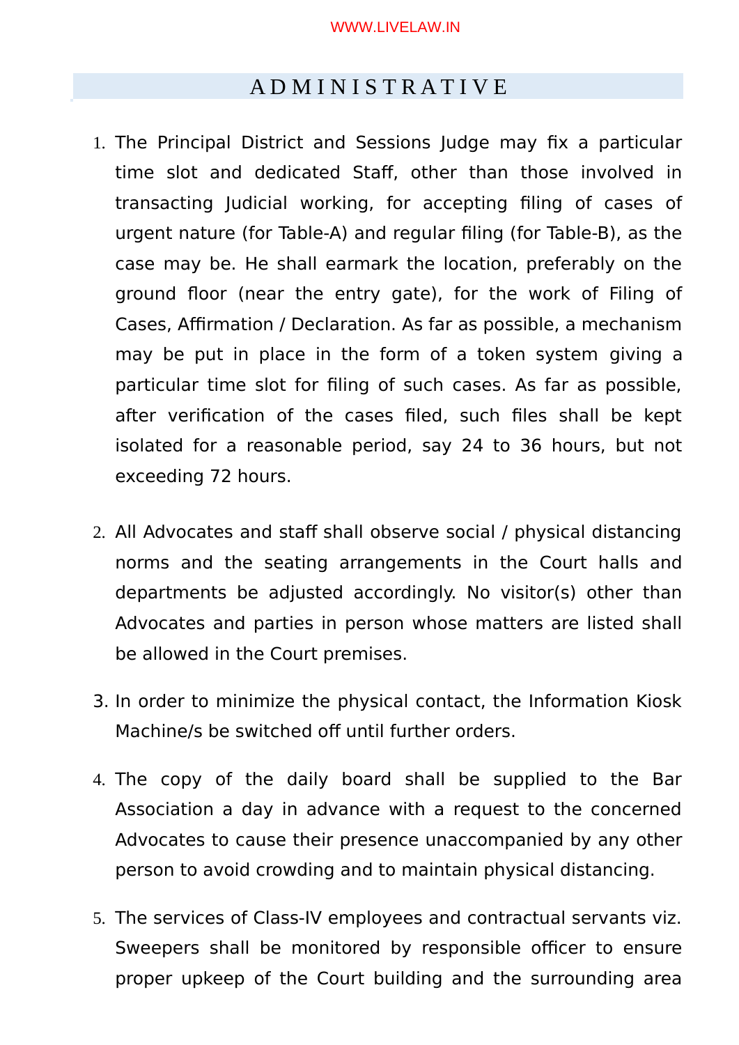## ADMINISTRATIVE

1. The Principal District and Sessions Judge may fix a particular time slot and dedicated Staff, other than those involved in transacting Judicial working, for accepting filing of cases of urgent nature (for Table-A) and regular filing (for Table-B), as the case may be. He shall earmark the location, preferably on the ground floor (near the entry gate), for the work of Filing of Cases, Affirmation / Declaration. As far as possible, a mechanism may be put in place in the form of a token system giving a particular time slot for filing of such cases. As far as possible, after verification of the cases filed, such files shall be kept isolated for a reasonable period, say 24 to 36 hours, but not exceeding 72 hours.

2. All Advocates and staff shall observe social / physical distancing norms and the seating arrangements in the Court halls and departments be adjusted accordingly. No visitor(s) other than Advocates and parties in person whose matters are listed shall be allowed in the Court premises.

3. In order to minimize the physical contact, the Information Kiosk Machine/s be switched off until further orders.

4. The copy of the daily board shall be supplied to the Bar Association a day in advance with a request to the concerned Advocates to cause their presence unaccompanied by any other person to avoid crowding and to maintain physical distancing.

5. The services of Class-IV employees and contractual servants viz. Sweepers shall be monitored by responsible officer to ensure proper upkeep of the Court building and the surrounding area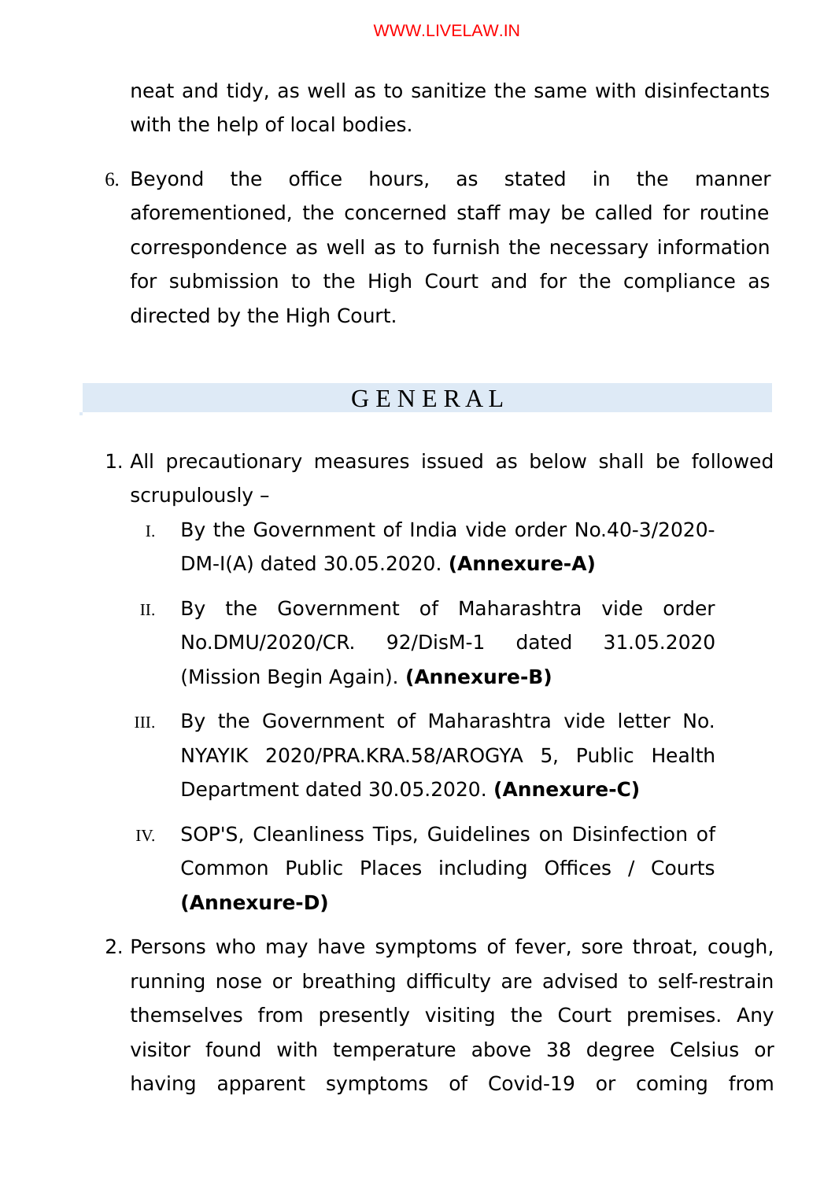neat and tidy, as well as to sanitize the same with disinfectants with the help of local bodies.

6. Beyond the office hours, as stated in the manner aforementioned, the concerned staff may be called for routine correspondence as well as to furnish the necessary information for submission to the High Court and for the compliance as directed by the High Court.

## GENERAL

1. All precautionary measures issued as below shall be followed scrupulously –
   I. By the Government of India vide order No.40-3/2020-DM-I(A) dated 30.05.2020. **(Annexure-A)**
   II. By the Government of Maharashtra vide order No.DMU/2020/CR. 92/DisM-1 dated 31.05.2020 (Mission Begin Again). **(Annexure-B)**
   III. By the Government of Maharashtra vide letter No. NYAYIK 2020/PRA.KRA.58/AROGYA 5, Public Health Department dated 30.05.2020. **(Annexure-C)**
   IV. SOP'S, Cleanliness Tips, Guidelines on Disinfection of Common Public Places including Offices / Courts **(Annexure-D)**

2. Persons who may have symptoms of fever, sore throat, cough, running nose or breathing difficulty are advised to self-restrain themselves from presently visiting the Court premises. Any visitor found with temperature above 38 degree Celsius or having apparent symptoms of Covid-19 or coming from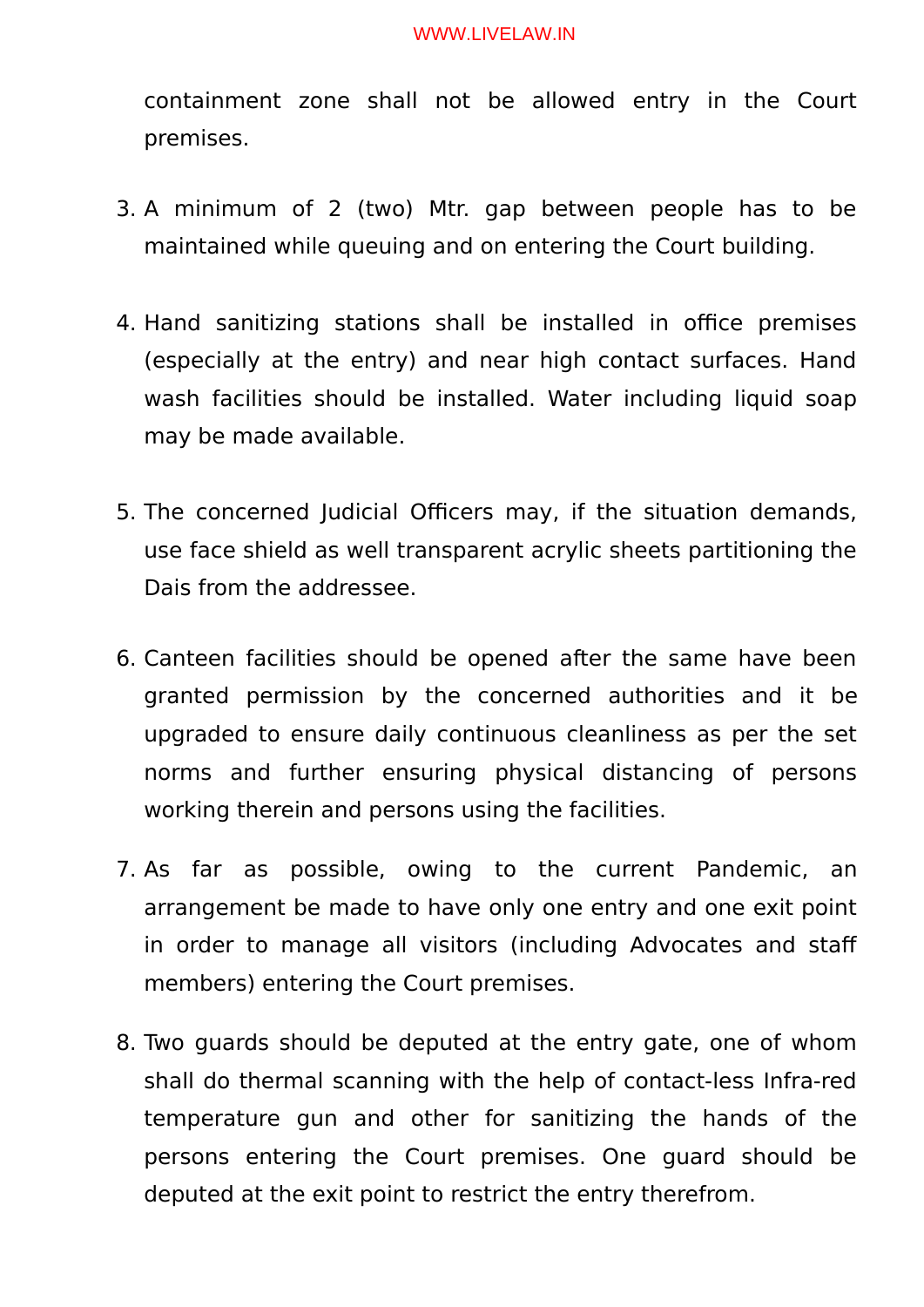containment zone shall not be allowed entry in the Court premises.

3. A minimum of 2 (two) Mtr. gap between people has to be maintained while queuing and on entering the Court building.

4. Hand sanitizing stations shall be installed in office premises (especially at the entry) and near high contact surfaces. Hand wash facilities should be installed. Water including liquid soap may be made available.

5. The concerned Judicial Officers may, if the situation demands, use face shield as well transparent acrylic sheets partitioning the Dais from the addressee.

6. Canteen facilities should be opened after the same have been granted permission by the concerned authorities and it be upgraded to ensure daily continuous cleanliness as per the set norms and further ensuring physical distancing of persons working therein and persons using the facilities.

7. As far as possible, owing to the current Pandemic, an arrangement be made to have only one entry and one exit point in order to manage all visitors (including Advocates and staff members) entering the Court premises.

8. Two guards should be deputed at the entry gate, one of whom shall do thermal scanning with the help of contact-less Infra-red temperature gun and other for sanitizing the hands of the persons entering the Court premises. One guard should be deputed at the exit point to restrict the entry therefrom.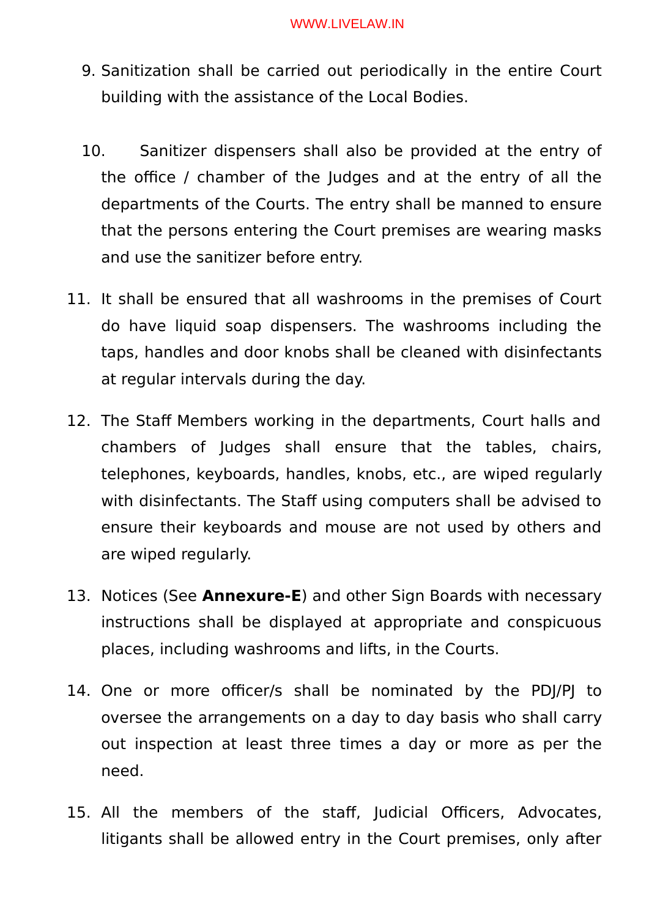9. Sanitization shall be carried out periodically in the entire Court building with the assistance of the Local Bodies.

10. Sanitizer dispensers shall also be provided at the entry of the office / chamber of the Judges and at the entry of all the departments of the Courts. The entry shall be manned to ensure that the persons entering the Court premises are wearing masks and use the sanitizer before entry.

11. It shall be ensured that all washrooms in the premises of Court do have liquid soap dispensers. The washrooms including the taps, handles and door knobs shall be cleaned with disinfectants at regular intervals during the day.

12. The Staff Members working in the departments, Court halls and chambers of Judges shall ensure that the tables, chairs, telephones, keyboards, handles, knobs, etc., are wiped regularly with disinfectants. The Staff using computers shall be advised to ensure their keyboards and mouse are not used by others and are wiped regularly.

13. Notices (See **Annexure-E**) and other Sign Boards with necessary instructions shall be displayed at appropriate and conspicuous places, including washrooms and lifts, in the Courts.

14. One or more officer/s shall be nominated by the PDJ/PJ to oversee the arrangements on a day to day basis who shall carry out inspection at least three times a day or more as per the need.

15. All the members of the staff, Judicial Officers, Advocates, litigants shall be allowed entry in the Court premises, only after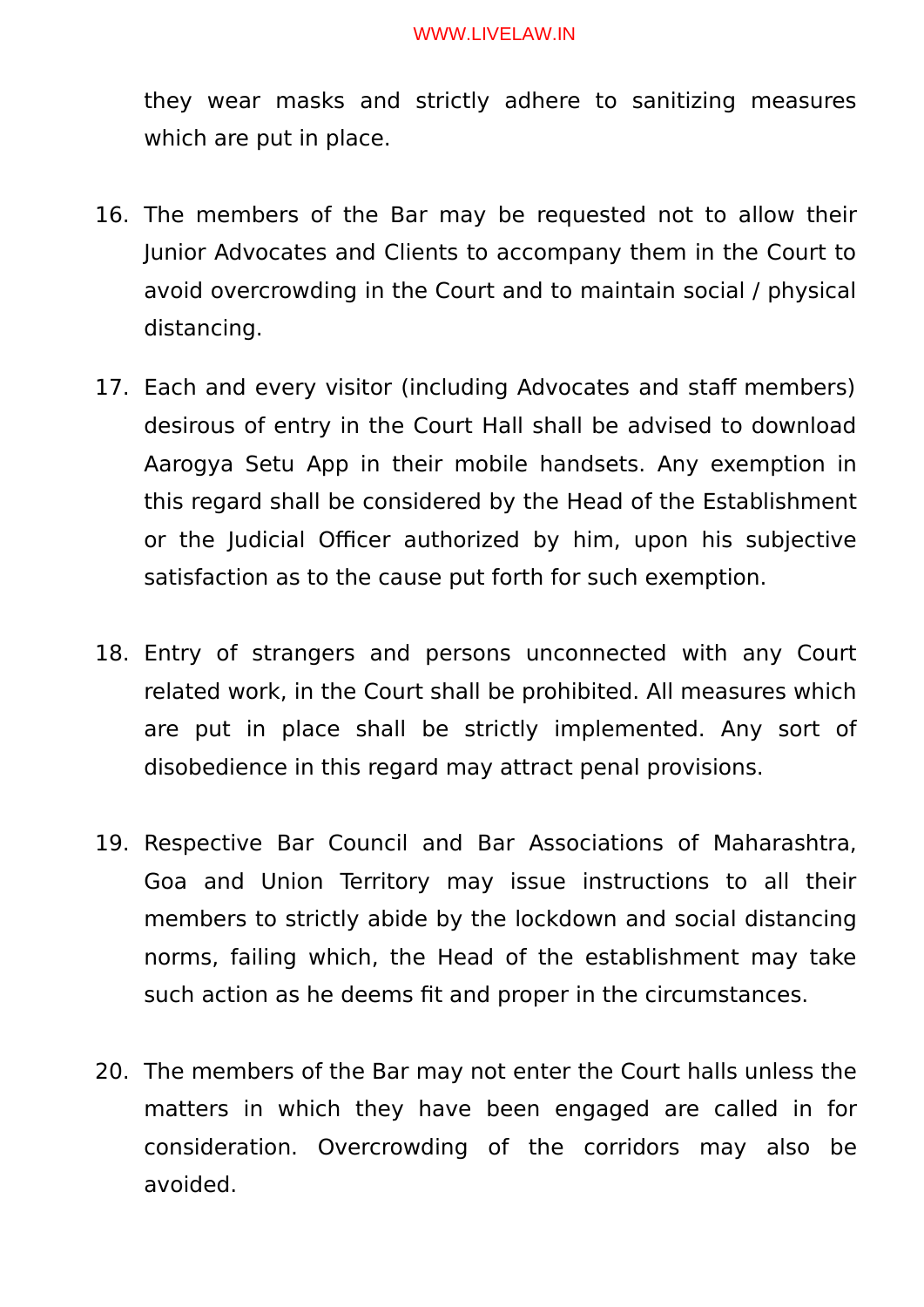they wear masks and strictly adhere to sanitizing measures which are put in place.

16. The members of the Bar may be requested not to allow their Junior Advocates and Clients to accompany them in the Court to avoid overcrowding in the Court and to maintain social / physical distancing.

17. Each and every visitor (including Advocates and staff members) desirous of entry in the Court Hall shall be advised to download Aarogya Setu App in their mobile handsets. Any exemption in this regard shall be considered by the Head of the Establishment or the Judicial Officer authorized by him, upon his subjective satisfaction as to the cause put forth for such exemption.

18. Entry of strangers and persons unconnected with any Court related work, in the Court shall be prohibited. All measures which are put in place shall be strictly implemented. Any sort of disobedience in this regard may attract penal provisions.

19. Respective Bar Council and Bar Associations of Maharashtra, Goa and Union Territory may issue instructions to all their members to strictly abide by the lockdown and social distancing norms, failing which, the Head of the establishment may take such action as he deems fit and proper in the circumstances.

20. The members of the Bar may not enter the Court halls unless the matters in which they have been engaged are called in for consideration. Overcrowding of the corridors may also be avoided.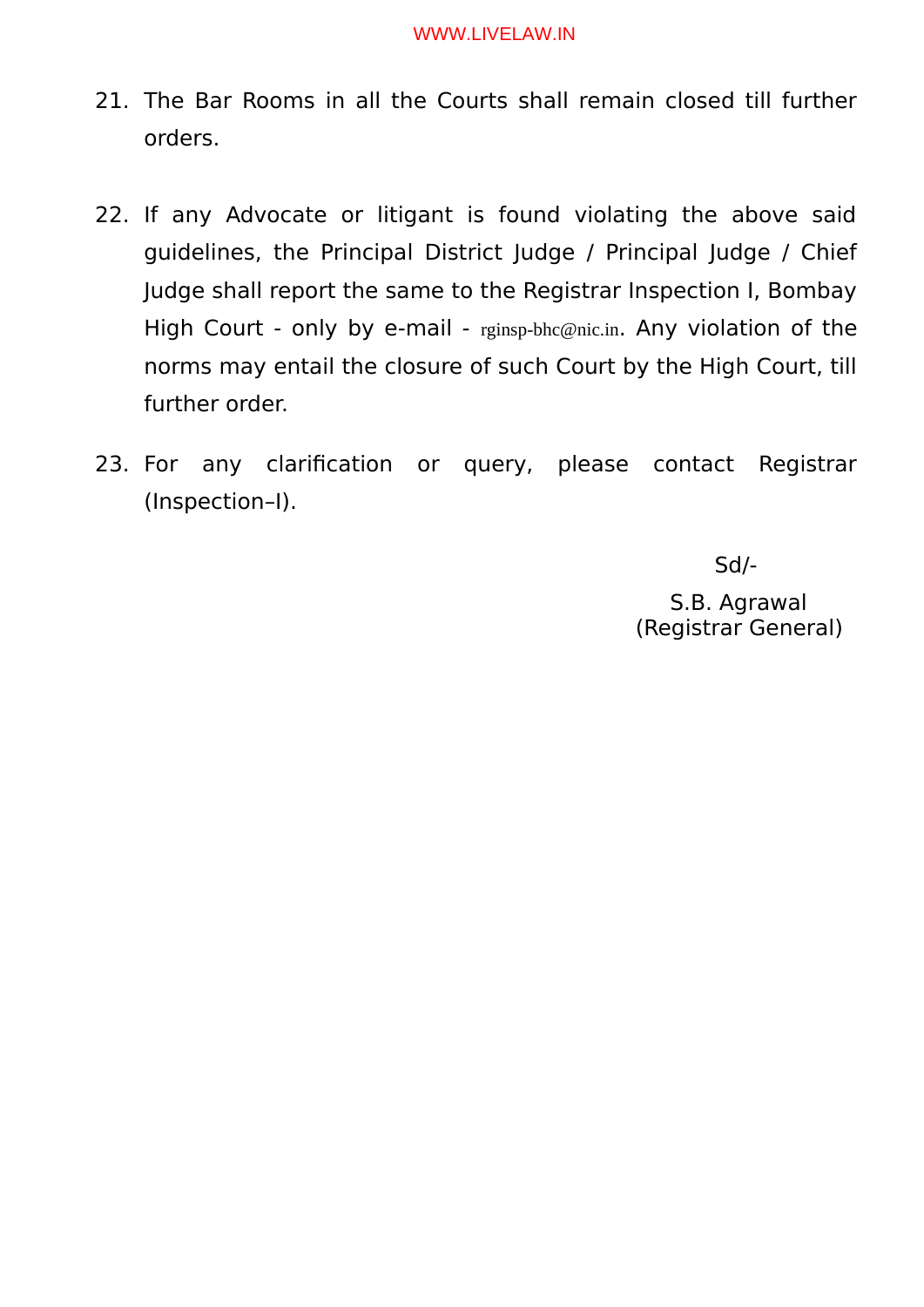21. The Bar Rooms in all the Courts shall remain closed till further orders.

22. If any Advocate or litigant is found violating the above said guidelines, the Principal District Judge / Principal Judge / Chief Judge shall report the same to the Registrar Inspection I, Bombay High Court - only by e-mail - rginsp-bhc@nic.in. Any violation of the norms may entail the closure of such Court by the High Court, till further order.

23. For any clarification or query, please contact Registrar (Inspection–I).

Sd/-

S.B. Agrawal
(Registrar General)